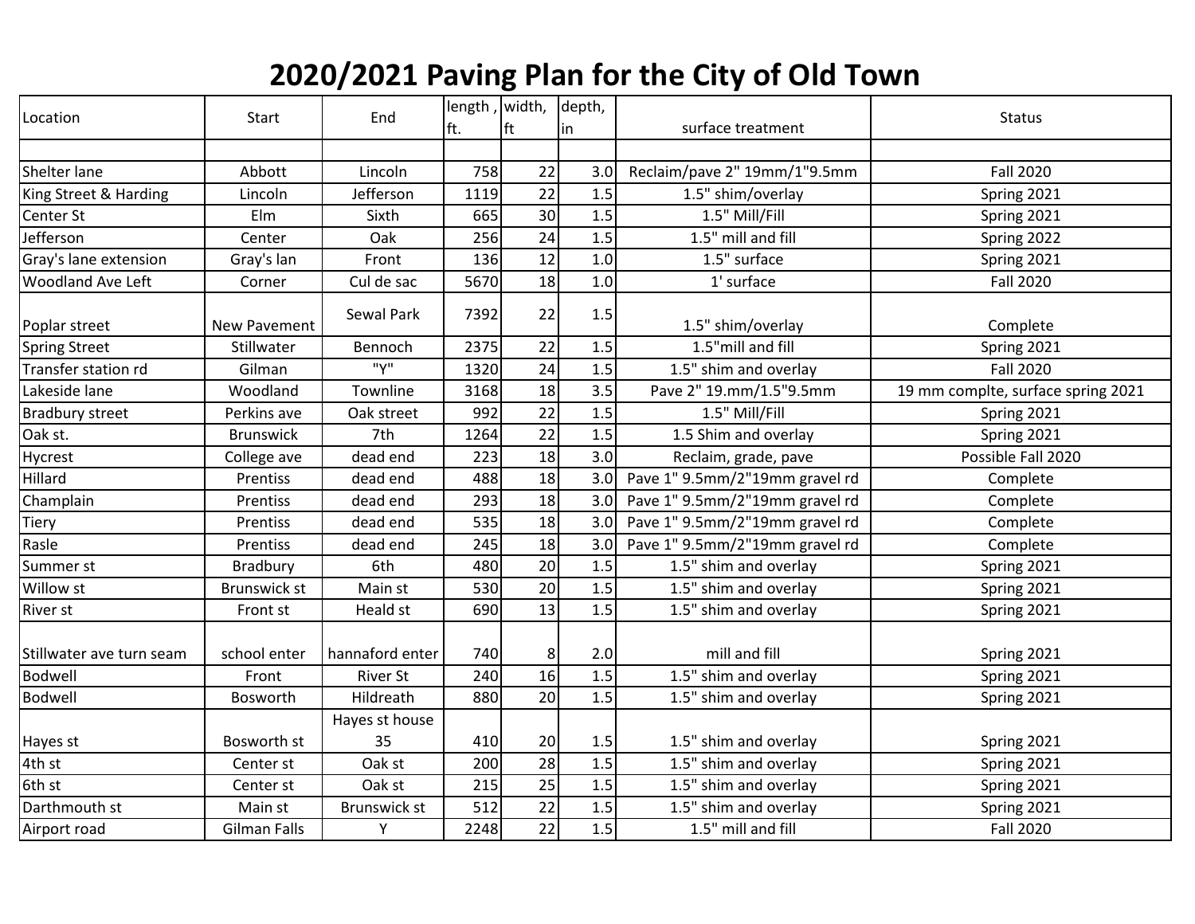# 2020/2021 Paving Plan for the City of Old Town

| Location | Start | End | length , ft. | width, ft | depth, in | surface treatment | Status |
|---|---|---|---|---|---|---|---|
| | | | | | | | |
| Shelter lane | Abbott | Lincoln | 758 | 22 | 3.0 | Reclaim/pave 2" 19mm/1"9.5mm | Fall 2020 |
| King Street & Harding | Lincoln | Jefferson | 1119 | 22 | 1.5 | 1.5" shim/overlay | Spring 2021 |
| Center St | Elm | Sixth | 665 | 30 | 1.5 | 1.5" Mill/Fill | Spring 2021 |
| Jefferson | Center | Oak | 256 | 24 | 1.5 | 1.5" mill and fill | Spring 2022 |
| Gray's lane extension | Gray's lan | Front | 136 | 12 | 1.0 | 1.5" surface | Spring 2021 |
| Woodland Ave Left | Corner | Cul de sac | 5670 | 18 | 1.0 | 1' surface | Fall 2020 |
| Poplar street | New Pavement | Sewal Park | 7392 | 22 | 1.5 | 1.5" shim/overlay | Complete |
| Spring Street | Stillwater | Bennoch | 2375 | 22 | 1.5 | 1.5"mill and fill | Spring 2021 |
| Transfer station rd | Gilman | "Y" | 1320 | 24 | 1.5 | 1.5" shim and overlay | Fall 2020 |
| Lakeside lane | Woodland | Townline | 3168 | 18 | 3.5 | Pave 2" 19.mm/1.5"9.5mm | 19 mm complte, surface spring 2021 |
| Bradbury street | Perkins ave | Oak street | 992 | 22 | 1.5 | 1.5" Mill/Fill | Spring 2021 |
| Oak st. | Brunswick | 7th | 1264 | 22 | 1.5 | 1.5 Shim and overlay | Spring 2021 |
| Hycrest | College ave | dead end | 223 | 18 | 3.0 | Reclaim, grade, pave | Possible Fall 2020 |
| Hillard | Prentiss | dead end | 488 | 18 | 3.0 | Pave 1" 9.5mm/2"19mm gravel rd | Complete |
| Champlain | Prentiss | dead end | 293 | 18 | 3.0 | Pave 1" 9.5mm/2"19mm gravel rd | Complete |
| Tiery | Prentiss | dead end | 535 | 18 | 3.0 | Pave 1" 9.5mm/2"19mm gravel rd | Complete |
| Rasle | Prentiss | dead end | 245 | 18 | 3.0 | Pave 1" 9.5mm/2"19mm gravel rd | Complete |
| Summer st | Bradbury | 6th | 480 | 20 | 1.5 | 1.5" shim and overlay | Spring 2021 |
| Willow st | Brunswick st | Main st | 530 | 20 | 1.5 | 1.5" shim and overlay | Spring 2021 |
| River st | Front st | Heald st | 690 | 13 | 1.5 | 1.5" shim and overlay | Spring 2021 |
| Stillwater ave turn seam | school enter | hannaford enter | 740 | 8 | 2.0 | mill and fill | Spring 2021 |
| Bodwell | Front | River St | 240 | 16 | 1.5 | 1.5" shim and overlay | Spring 2021 |
| Bodwell | Bosworth | Hildreath | 880 | 20 | 1.5 | 1.5" shim and overlay | Spring 2021 |
| Hayes st | Bosworth st | Hayes st house 35 | 410 | 20 | 1.5 | 1.5" shim and overlay | Spring 2021 |
| 4th st | Center st | Oak st | 200 | 28 | 1.5 | 1.5" shim and overlay | Spring 2021 |
| 6th st | Center st | Oak st | 215 | 25 | 1.5 | 1.5" shim and overlay | Spring 2021 |
| Darthmouth st | Main st | Brunswick st | 512 | 22 | 1.5 | 1.5" shim and overlay | Spring 2021 |
| Airport road | Gilman Falls | Y | 2248 | 22 | 1.5 | 1.5" mill and fill | Fall 2020 |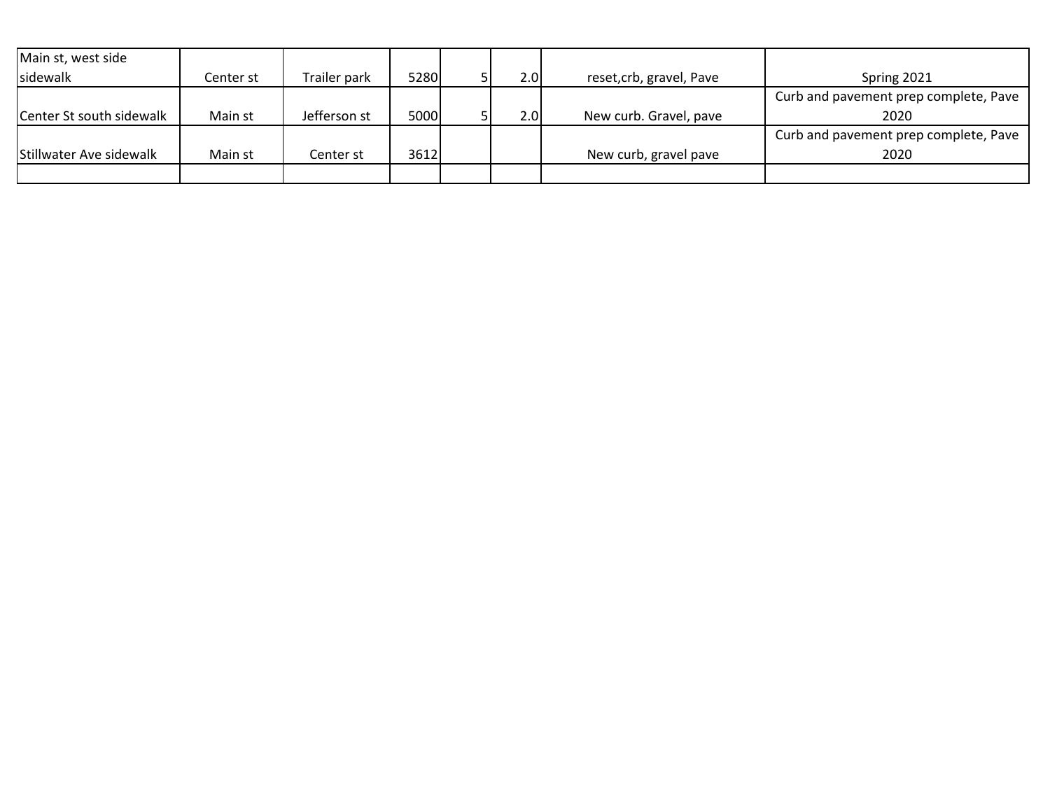| | | | | | | | |
|---|---|---|---|---|---|---|---|
| Main st, west side sidewalk | Center st | Trailer park | 5280 | 5 | 2.0 | reset,crb, gravel, Pave | Spring 2021 |
| Center St south sidewalk | Main st | Jefferson st | 5000 | 5 | 2.0 | New curb. Gravel, pave | Curb and pavement prep complete, Pave 2020 |
| Stillwater Ave sidewalk | Main st | Center st | 3612 | | | New curb, gravel pave | Curb and pavement prep complete, Pave 2020 |
| | | | | | | | |